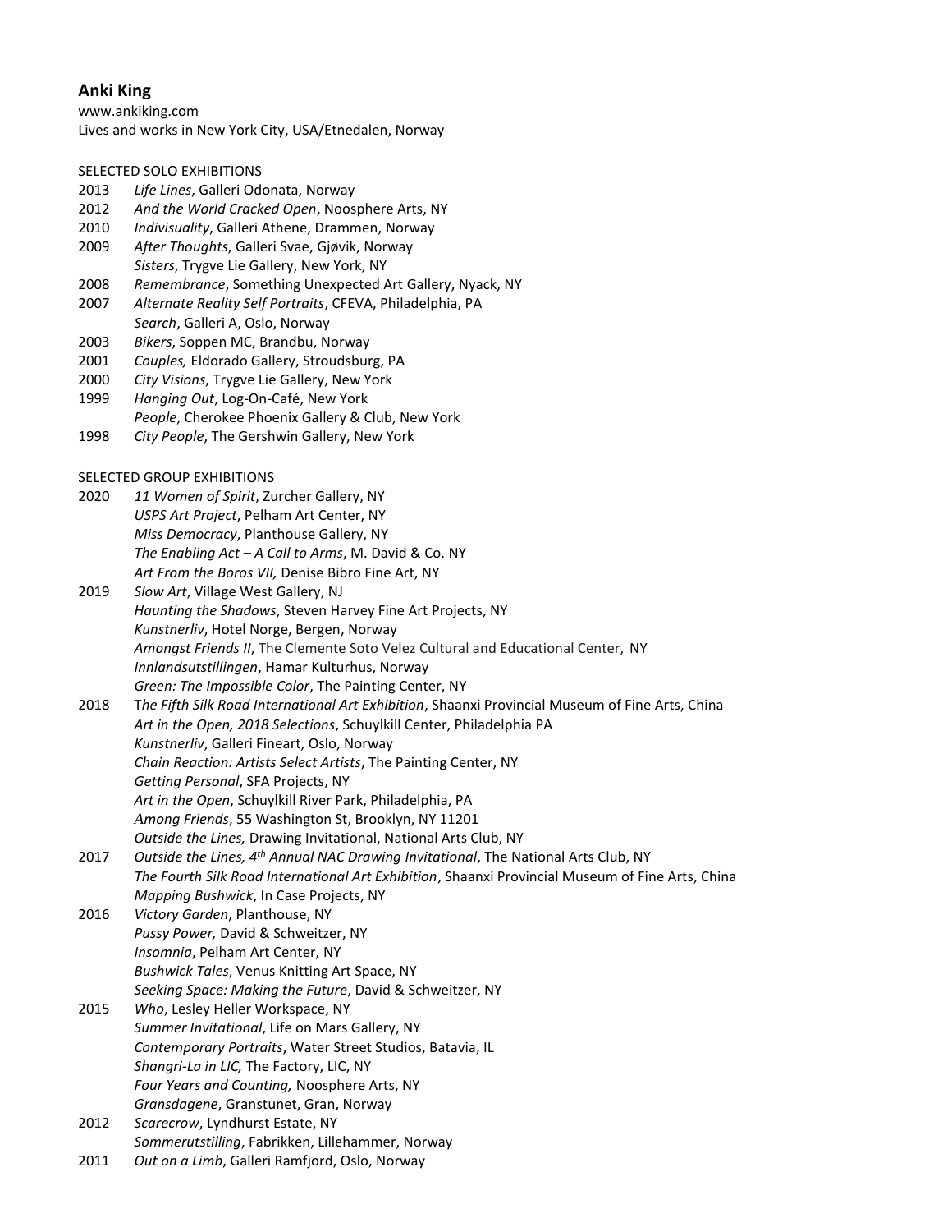**Anki King**

www.ankiking.com

Lives and works in New York City, USA/Etnedalen, Norway

SELECTED SOLO EXHIBITIONS

2013 *Life Lines*, Galleri Odonata, Norway

2012 *And the World Cracked Open*, Noosphere Arts, NY

2010 *Indivisuality*, Galleri Athene, Drammen, Norway

2009 *After Thoughts*, Galleri Svae, Gjøvik, Norway

*Sisters*, Trygve Lie Gallery, New York, NY

2008 *Remembrance*, Something Unexpected Art Gallery, Nyack, NY

2007 *Alternate Reality Self Portraits*, CFEVA, Philadelphia, PA

*Search*, Galleri A, Oslo, Norway

2003 *Bikers*, Soppen MC, Brandbu, Norway

2001 *Couples,* Eldorado Gallery, Stroudsburg, PA

2000 *City Visions*, Trygve Lie Gallery, New York

1999 *Hanging Out*, Log-On-Café, New York

*People*, Cherokee Phoenix Gallery & Club, New York

1998 *City People*, The Gershwin Gallery, New York

SELECTED GROUP EXHIBITIONS

2020 *11 Women of Spirit*, Zurcher Gallery, NY

*USPS Art Project*, Pelham Art Center, NY

*Miss Democracy*, Planthouse Gallery, NY

*The Enabling Act – A Call to Arms*, M. David & Co. NY

*Art From the Boros VII,* Denise Bibro Fine Art, NY

2019 *Slow Art*, Village West Gallery, NJ

*Haunting the Shadows*, Steven Harvey Fine Art Projects, NY

*Kunstnerliv*, Hotel Norge, Bergen, Norway

*Amongst Friends II*, The Clemente Soto Velez Cultural and Educational Center, NY

*Innlandsutstillingen*, Hamar Kulturhus, Norway

*Green: The Impossible Color*, The Painting Center, NY

2018 T*he Fifth Silk Road International Art Exhibition*, Shaanxi Provincial Museum of Fine Arts, China

*Art in the Open, 2018 Selections*, Schuylkill Center, Philadelphia PA

*Kunstnerliv*, Galleri Fineart, Oslo, Norway

*Chain Reaction: Artists Select Artists*, The Painting Center, NY

*Getting Personal*, SFA Projects, NY

*Art in the Open*, Schuylkill River Park, Philadelphia, PA

*Among Friends*, 55 Washington St, Brooklyn, NY 11201

*Outside the Lines,* Drawing Invitational, National Arts Club, NY

2017 *Outside the Lines, 4th Annual NAC Drawing Invitational*, The National Arts Club, NY

*The Fourth Silk Road International Art Exhibition*, Shaanxi Provincial Museum of Fine Arts, China

*Mapping Bushwick*, In Case Projects, NY

2016 *Victory Garden*, Planthouse, NY

*Pussy Power,* David & Schweitzer, NY

*Insomnia*, Pelham Art Center, NY

*Bushwick Tales*, Venus Knitting Art Space, NY

*Seeking Space: Making the Future*, David & Schweitzer, NY

2015 *Who*, Lesley Heller Workspace, NY

*Summer Invitational*, Life on Mars Gallery, NY

*Contemporary Portraits*, Water Street Studios, Batavia, IL

*Shangri-La in LIC,* The Factory, LIC, NY

*Four Years and Counting,* Noosphere Arts, NY

*Gransdagene*, Granstunet, Gran, Norway

2012 *Scarecrow*, Lyndhurst Estate, NY

*Sommerutstilling*, Fabrikken, Lillehammer, Norway

2011 *Out on a Limb*, Galleri Ramfjord, Oslo, Norway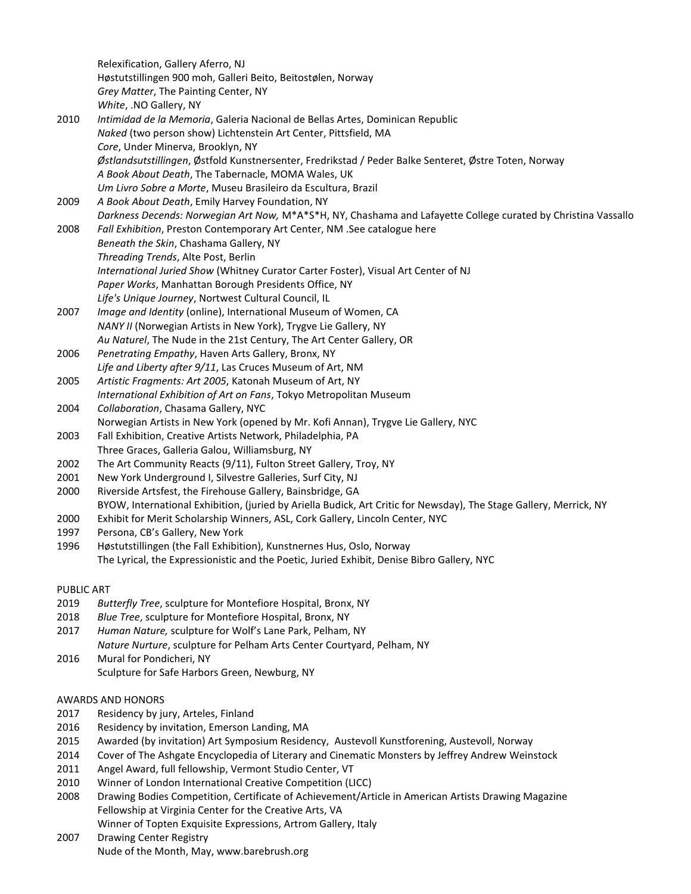Relexification, Gallery Aferro, NJ
Høstutstillingen 900 moh, Galleri Beito, Beitostølen, Norway
*Grey Matter*, The Painting Center, NY
*White*, .NO Gallery, NY

2010 *Intimidad de la Memoria*, Galeria Nacional de Bellas Artes, Dominican Republic
*Naked* (two person show) Lichtenstein Art Center, Pittsfield, MA
*Core*, Under Minerva, Brooklyn, NY
*Østlandsutstillingen*, Østfold Kunstnersenter, Fredrikstad / Peder Balke Senteret, Østre Toten, Norway
*A Book About Death*, The Tabernacle, MOMA Wales, UK
*Um Livro Sobre a Morte*, Museu Brasileiro da Escultura, Brazil

2009 *A Book About Death*, Emily Harvey Foundation, NY
*Darkness Decends: Norwegian Art Now,* M*A*S*H, NY, Chashama and Lafayette College curated by Christina Vassallo

2008 *Fall Exhibition*, Preston Contemporary Art Center, NM .See catalogue here
*Beneath the Skin*, Chashama Gallery, NY
*Threading Trends*, Alte Post, Berlin
*International Juried Show* (Whitney Curator Carter Foster), Visual Art Center of NJ
*Paper Works*, Manhattan Borough Presidents Office, NY
*Life's Unique Journey*, Nortwest Cultural Council, IL

2007 *Image and Identity* (online), International Museum of Women, CA
*NANY II* (Norwegian Artists in New York), Trygve Lie Gallery, NY
*Au Naturel*, The Nude in the 21st Century, The Art Center Gallery, OR

2006 *Penetrating Empathy*, Haven Arts Gallery, Bronx, NY
*Life and Liberty after 9/11*, Las Cruces Museum of Art, NM

2005 *Artistic Fragments: Art 2005*, Katonah Museum of Art, NY
*International Exhibition of Art on Fans*, Tokyo Metropolitan Museum

2004 *Collaboration*, Chasama Gallery, NYC
Norwegian Artists in New York (opened by Mr. Kofi Annan), Trygve Lie Gallery, NYC

2003 Fall Exhibition, Creative Artists Network, Philadelphia, PA
Three Graces, Galleria Galou, Williamsburg, NY

2002 The Art Community Reacts (9/11), Fulton Street Gallery, Troy, NY

2001 New York Underground I, Silvestre Galleries, Surf City, NJ

2000 Riverside Artsfest, the Firehouse Gallery, Bainsbridge, GA
BYOW, International Exhibition, (juried by Ariella Budick, Art Critic for Newsday), The Stage Gallery, Merrick, NY

2000 Exhibit for Merit Scholarship Winners, ASL, Cork Gallery, Lincoln Center, NYC

1997 Persona, CB's Gallery, New York

1996 Høstutstillingen (the Fall Exhibition), Kunstnernes Hus, Oslo, Norway
The Lyrical, the Expressionistic and the Poetic, Juried Exhibit, Denise Bibro Gallery, NYC

PUBLIC ART

2019 *Butterfly Tree*, sculpture for Montefiore Hospital, Bronx, NY

2018 *Blue Tree*, sculpture for Montefiore Hospital, Bronx, NY

2017 *Human Nature,* sculpture for Wolf's Lane Park, Pelham, NY
*Nature Nurture*, sculpture for Pelham Arts Center Courtyard, Pelham, NY

2016 Mural for Pondicheri, NY
Sculpture for Safe Harbors Green, Newburg, NY

AWARDS AND HONORS

2017 Residency by jury, Arteles, Finland

2016 Residency by invitation, Emerson Landing, MA

2015 Awarded (by invitation) Art Symposium Residency, Austevoll Kunstforening, Austevoll, Norway

2014 Cover of The Ashgate Encyclopedia of Literary and Cinematic Monsters by Jeffrey Andrew Weinstock

2011 Angel Award, full fellowship, Vermont Studio Center, VT

2010 Winner of London International Creative Competition (LICC)

2008 Drawing Bodies Competition, Certificate of Achievement/Article in American Artists Drawing Magazine
Fellowship at Virginia Center for the Creative Arts, VA
Winner of Topten Exquisite Expressions, Artrom Gallery, Italy

2007 Drawing Center Registry
Nude of the Month, May, www.barebrush.org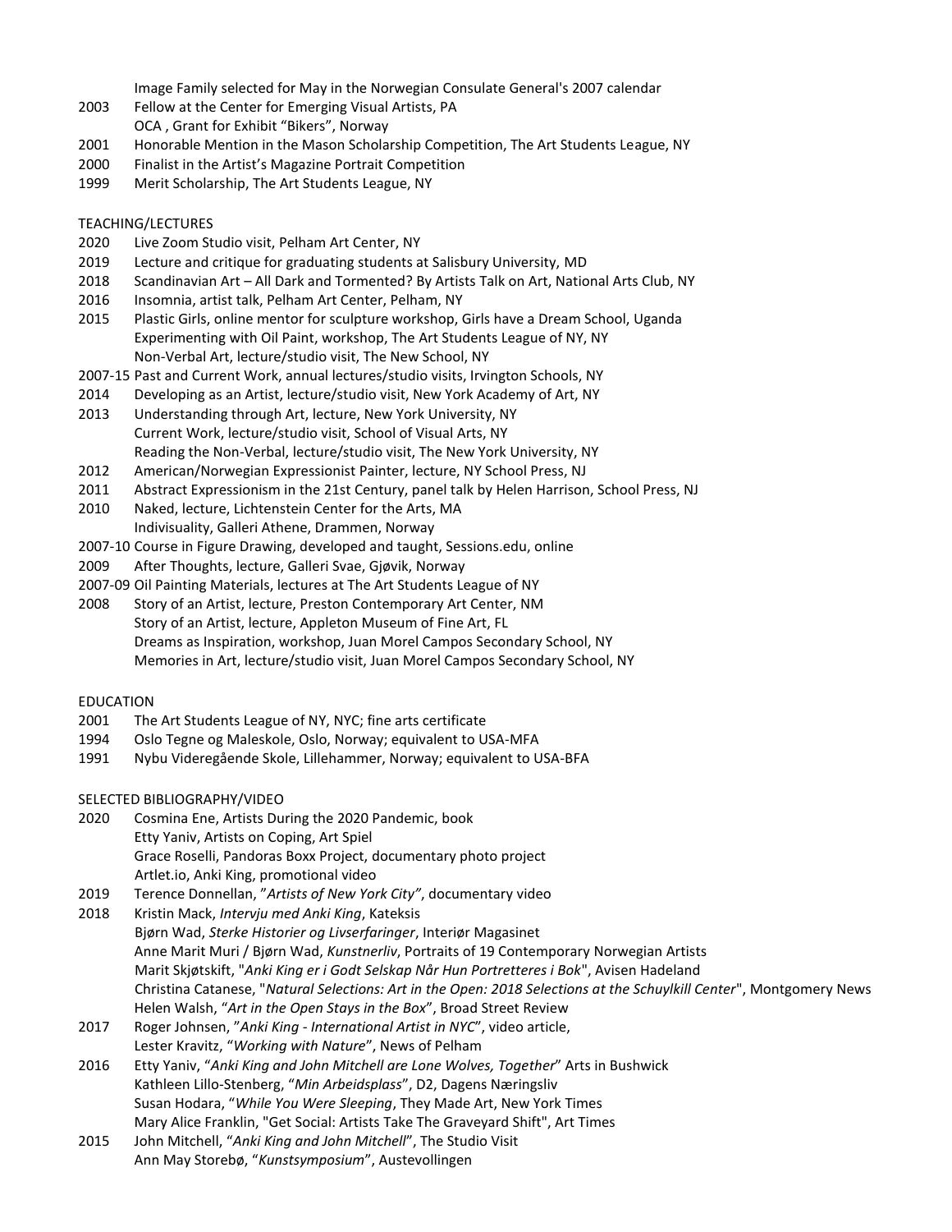Image Family selected for May in the Norwegian Consulate General's 2007 calendar

2003 Fellow at the Center for Emerging Visual Artists, PA
OCA , Grant for Exhibit "Bikers", Norway

2001 Honorable Mention in the Mason Scholarship Competition, The Art Students League, NY

2000 Finalist in the Artist's Magazine Portrait Competition

1999 Merit Scholarship, The Art Students League, NY

## TEACHING/LECTURES

2020 Live Zoom Studio visit, Pelham Art Center, NY

2019 Lecture and critique for graduating students at Salisbury University, MD

2018 Scandinavian Art – All Dark and Tormented? By Artists Talk on Art, National Arts Club, NY

2016 Insomnia, artist talk, Pelham Art Center, Pelham, NY

2015 Plastic Girls, online mentor for sculpture workshop, Girls have a Dream School, Uganda
Experimenting with Oil Paint, workshop, The Art Students League of NY, NY
Non-Verbal Art, lecture/studio visit, The New School, NY

2007-15 Past and Current Work, annual lectures/studio visits, Irvington Schools, NY

2014 Developing as an Artist, lecture/studio visit, New York Academy of Art, NY

2013 Understanding through Art, lecture, New York University, NY
Current Work, lecture/studio visit, School of Visual Arts, NY
Reading the Non-Verbal, lecture/studio visit, The New York University, NY

2012 American/Norwegian Expressionist Painter, lecture, NY School Press, NJ

2011 Abstract Expressionism in the 21st Century, panel talk by Helen Harrison, School Press, NJ

2010 Naked, lecture, Lichtenstein Center for the Arts, MA
Indivisuality, Galleri Athene, Drammen, Norway

2007-10 Course in Figure Drawing, developed and taught, Sessions.edu, online

2009 After Thoughts, lecture, Galleri Svae, Gjøvik, Norway

2007-09 Oil Painting Materials, lectures at The Art Students League of NY

2008 Story of an Artist, lecture, Preston Contemporary Art Center, NM
Story of an Artist, lecture, Appleton Museum of Fine Art, FL
Dreams as Inspiration, workshop, Juan Morel Campos Secondary School, NY
Memories in Art, lecture/studio visit, Juan Morel Campos Secondary School, NY

## EDUCATION

2001 The Art Students League of NY, NYC; fine arts certificate

1994 Oslo Tegne og Maleskole, Oslo, Norway; equivalent to USA-MFA

1991 Nybu Videregående Skole, Lillehammer, Norway; equivalent to USA-BFA

## SELECTED BIBLIOGRAPHY/VIDEO

2020 Cosmina Ene, Artists During the 2020 Pandemic, book
Etty Yaniv, Artists on Coping, Art Spiel
Grace Roselli, Pandoras Boxx Project, documentary photo project
Artlet.io, Anki King, promotional video

2019 Terence Donnellan, "*Artists of New York City"*, documentary video

2018 Kristin Mack, *Intervju med Anki King*, Kateksis
Bjørn Wad, *Sterke Historier og Livserfaringer*, Interiør Magasinet
Anne Marit Muri / Bjørn Wad, *Kunstnerliv*, Portraits of 19 Contemporary Norwegian Artists
Marit Skjøtskift, "*Anki King er i Godt Selskap Når Hun Portretteres i Bok*", Avisen Hadeland
Christina Catanese, "*Natural Selections: Art in the Open: 2018 Selections at the Schuylkill Center*", Montgomery News
Helen Walsh, "*Art in the Open Stays in the Box*", Broad Street Review

2017 Roger Johnsen, "*Anki King - International Artist in NYC*", video article,
Lester Kravitz, "*Working with Nature*", News of Pelham

2016 Etty Yaniv, "*Anki King and John Mitchell are Lone Wolves, Together*" Arts in Bushwick
Kathleen Lillo-Stenberg, "*Min Arbeidsplass*", D2, Dagens Næringsliv
Susan Hodara, "*While You Were Sleeping*, They Made Art, New York Times
Mary Alice Franklin, "Get Social: Artists Take The Graveyard Shift", Art Times

2015 John Mitchell, "*Anki King and John Mitchell*", The Studio Visit
Ann May Storebø, "*Kunstsymposium*", Austevollingen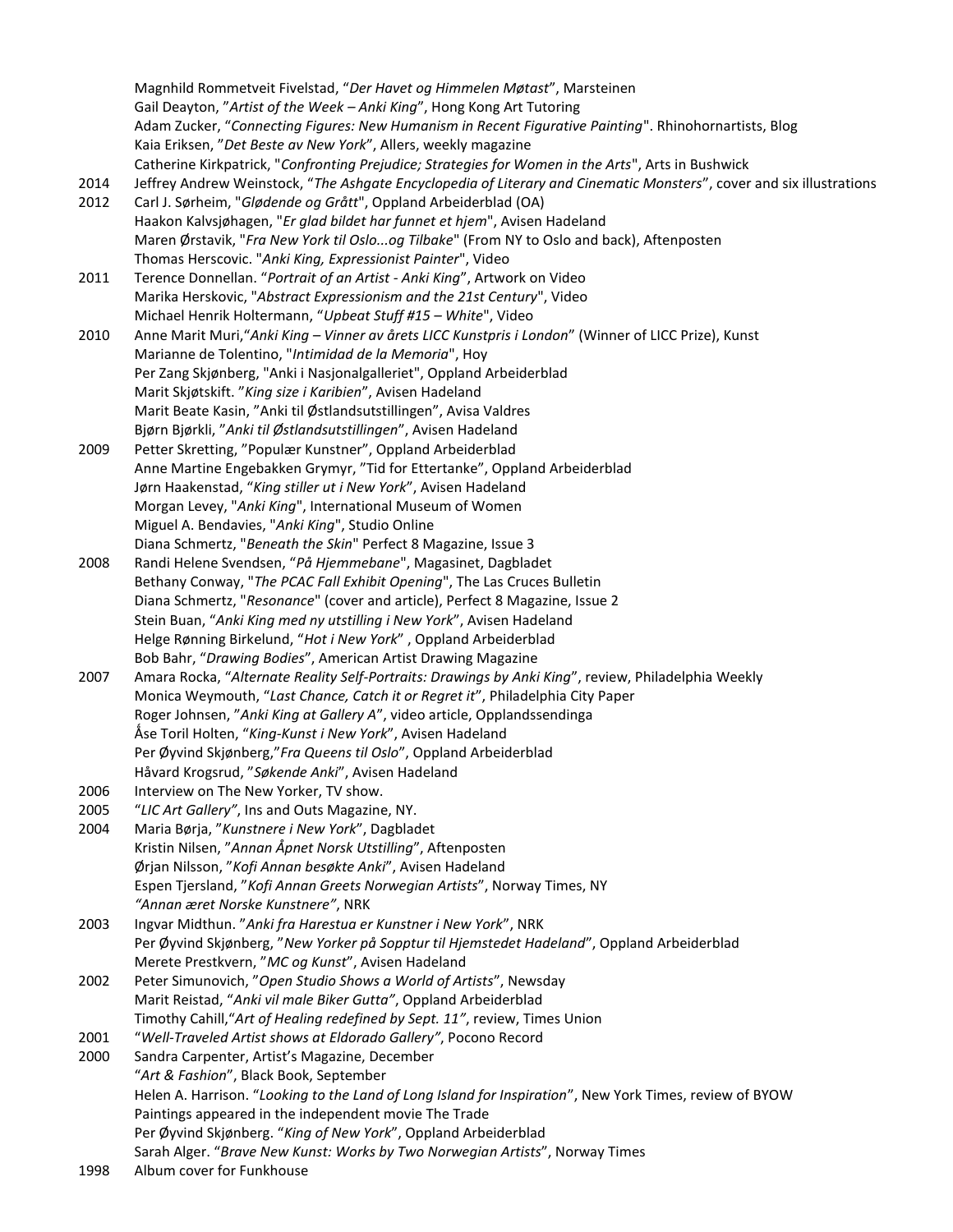Magnhild Rommetveit Fivelstad, "*Der Havet og Himmelen Møtast*", Marsteinen
Gail Deayton, "*Artist of the Week – Anki King*", Hong Kong Art Tutoring
Adam Zucker, "*Connecting Figures: New Humanism in Recent Figurative Painting*". Rhinohornartists, Blog
Kaia Eriksen, "*Det Beste av New York*", Allers, weekly magazine
Catherine Kirkpatrick, "*Confronting Prejudice; Strategies for Women in the Arts*", Arts in Bushwick

2014 Jeffrey Andrew Weinstock, "*The Ashgate Encyclopedia of Literary and Cinematic Monsters*", cover and six illustrations

2012 Carl J. Sørheim, "*Glødende og Grått*", Oppland Arbeiderblad (OA)
Haakon Kalvsjøhagen, "*Er glad bildet har funnet et hjem*", Avisen Hadeland
Maren Ørstavik, "*Fra New York til Oslo...og Tilbake*" (From NY to Oslo and back), Aftenposten
Thomas Herscovic. "*Anki King, Expressionist Painter*", Video

2011 Terence Donnellan. "*Portrait of an Artist - Anki King*", Artwork on Video
Marika Herskovic, "*Abstract Expressionism and the 21st Century*", Video
Michael Henrik Holtermann, "*Upbeat Stuff #15 – White*", Video

2010 Anne Marit Muri,"*Anki King – Vinner av årets LICC Kunstpris i London*" (Winner of LICC Prize), Kunst
Marianne de Tolentino, "*Intimidad de la Memoria*", Hoy
Per Zang Skjønberg, "Anki i Nasjonalgalleriet", Oppland Arbeiderblad
Marit Skjøtskift. "*King size i Karibien*", Avisen Hadeland
Marit Beate Kasin, "Anki til Østlandsutstillingen", Avisa Valdres
Bjørn Bjørkli, "*Anki til Østlandsutstillingen*", Avisen Hadeland

2009 Petter Skretting, "Populær Kunstner", Oppland Arbeiderblad
Anne Martine Engebakken Grymyr, "Tid for Ettertanke", Oppland Arbeiderblad
Jørn Haakenstad, "*King stiller ut i New York*", Avisen Hadeland
Morgan Levey, "*Anki King*", International Museum of Women
Miguel A. Bendavies, "*Anki King*", Studio Online
Diana Schmertz, "*Beneath the Skin*" Perfect 8 Magazine, Issue 3

2008 Randi Helene Svendsen, "*På Hjemmebane*", Magasinet, Dagbladet
Bethany Conway, "*The PCAC Fall Exhibit Opening*", The Las Cruces Bulletin
Diana Schmertz, "*Resonance*" (cover and article), Perfect 8 Magazine, Issue 2
Stein Buan, "*Anki King med ny utstilling i New York*", Avisen Hadeland
Helge Rønning Birkelund, "*Hot i New York*" , Oppland Arbeiderblad
Bob Bahr, "*Drawing Bodies*", American Artist Drawing Magazine

2007 Amara Rocka, "*Alternate Reality Self-Portraits: Drawings by Anki King*", review, Philadelphia Weekly
Monica Weymouth, "*Last Chance, Catch it or Regret it*", Philadelphia City Paper
Roger Johnsen, "*Anki King at Gallery A*", video article, Opplandssendinga
Åse Toril Holten, "*King-Kunst i New York*", Avisen Hadeland
Per Øyvind Skjønberg,"*Fra Queens til Oslo*", Oppland Arbeiderblad
Håvard Krogsrud, "*Søkende Anki*", Avisen Hadeland

2006 Interview on The New Yorker, TV show.

2005 "*LIC Art Gallery*", Ins and Outs Magazine, NY.

2004 Maria Børja, "*Kunstnere i New York*", Dagbladet
Kristin Nilsen, "*Annan Åpnet Norsk Utstilling*", Aftenposten
Ørjan Nilsson, "*Kofi Annan besøkte Anki*", Avisen Hadeland
Espen Tjersland, "*Kofi Annan Greets Norwegian Artists*", Norway Times, NY
*"Annan æret Norske Kunstnere"*, NRK

2003 Ingvar Midthun. "*Anki fra Harestua er Kunstner i New York*", NRK
Per Øyvind Skjønberg, "*New Yorker på Sopptur til Hjemstedet Hadeland*", Oppland Arbeiderblad
Merete Prestkvern, "*MC og Kunst*", Avisen Hadeland

2002 Peter Simunovich, "*Open Studio Shows a World of Artists*", Newsday
Marit Reistad, "*Anki vil male Biker Gutta"*, Oppland Arbeiderblad
Timothy Cahill,"*Art of Healing redefined by Sept. 11"*, review, Times Union

2001 "*Well-Traveled Artist shows at Eldorado Gallery"*, Pocono Record

2000 Sandra Carpenter, Artist's Magazine, December
"*Art & Fashion*", Black Book, September
Helen A. Harrison. "*Looking to the Land of Long Island for Inspiration*", New York Times, review of BYOW
Paintings appeared in the independent movie The Trade
Per Øyvind Skjønberg. "*King of New York*", Oppland Arbeiderblad
Sarah Alger. "*Brave New Kunst: Works by Two Norwegian Artists*", Norway Times

1998 Album cover for Funkhouse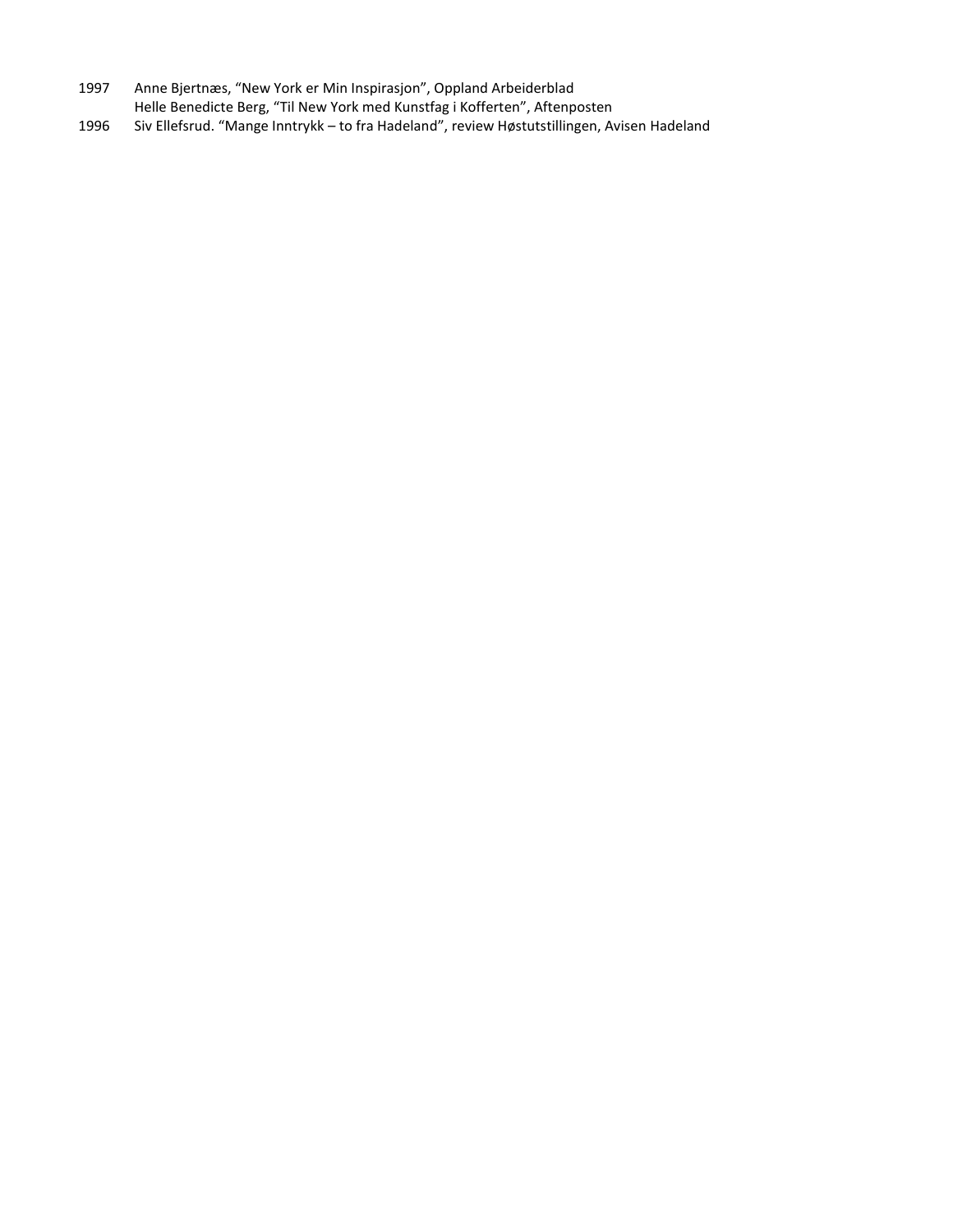1997 Anne Bjertnæs, "New York er Min Inspirasjon", Oppland Arbeiderblad
Helle Benedicte Berg, "Til New York med Kunstfag i Kofferten", Aftenposten

1996 Siv Ellefsrud. "Mange Inntrykk – to fra Hadeland", review Høstutstillingen, Avisen Hadeland